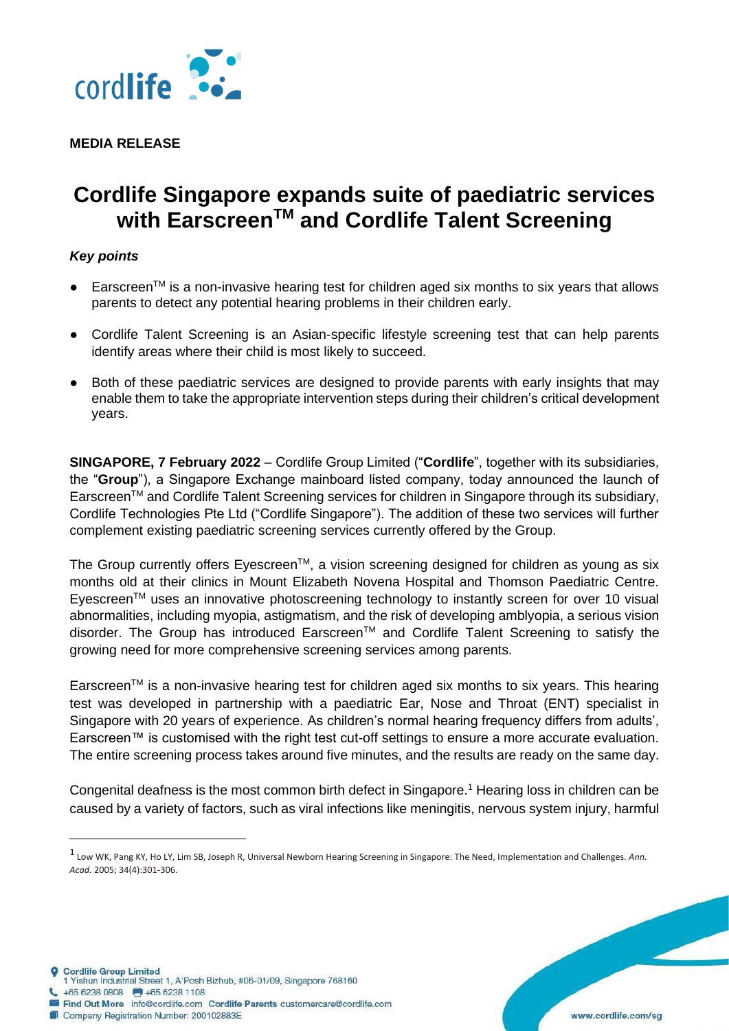**MEDIA RELEASE**

# Cordlife Singapore expands suite of paediatric services with Earscreen™ and Cordlife Talent Screening

***Key points***

- Earscreen™ is a non-invasive hearing test for children aged six months to six years that allows parents to detect any potential hearing problems in their children early.
- Cordlife Talent Screening is an Asian-specific lifestyle screening test that can help parents identify areas where their child is most likely to succeed.
- Both of these paediatric services are designed to provide parents with early insights that may enable them to take the appropriate intervention steps during their children's critical development years.

**SINGAPORE, 7 February 2022** – Cordlife Group Limited ("**Cordlife**", together with its subsidiaries, the "**Group**"), a Singapore Exchange mainboard listed company, today announced the launch of Earscreen™ and Cordlife Talent Screening services for children in Singapore through its subsidiary, Cordlife Technologies Pte Ltd ("Cordlife Singapore"). The addition of these two services will further complement existing paediatric screening services currently offered by the Group.

The Group currently offers Eyescreen™, a vision screening designed for children as young as six months old at their clinics in Mount Elizabeth Novena Hospital and Thomson Paediatric Centre. Eyescreen™ uses an innovative photoscreening technology to instantly screen for over 10 visual abnormalities, including myopia, astigmatism, and the risk of developing amblyopia, a serious vision disorder. The Group has introduced Earscreen™ and Cordlife Talent Screening to satisfy the growing need for more comprehensive screening services among parents.

Earscreen™ is a non-invasive hearing test for children aged six months to six years. This hearing test was developed in partnership with a paediatric Ear, Nose and Throat (ENT) specialist in Singapore with 20 years of experience. As children's normal hearing frequency differs from adults', Earscreen™ is customised with the right test cut-off settings to ensure a more accurate evaluation. The entire screening process takes around five minutes, and the results are ready on the same day.

Congenital deafness is the most common birth defect in Singapore.[1] Hearing loss in children can be caused by a variety of factors, such as viral infections like meningitis, nervous system injury, harmful

[1] Low WK, Pang KY, Ho LY, Lim SB, Joseph R, Universal Newborn Hearing Screening in Singapore: The Need, Implementation and Challenges. *Ann. Acad.* 2005; 34(4):301-306.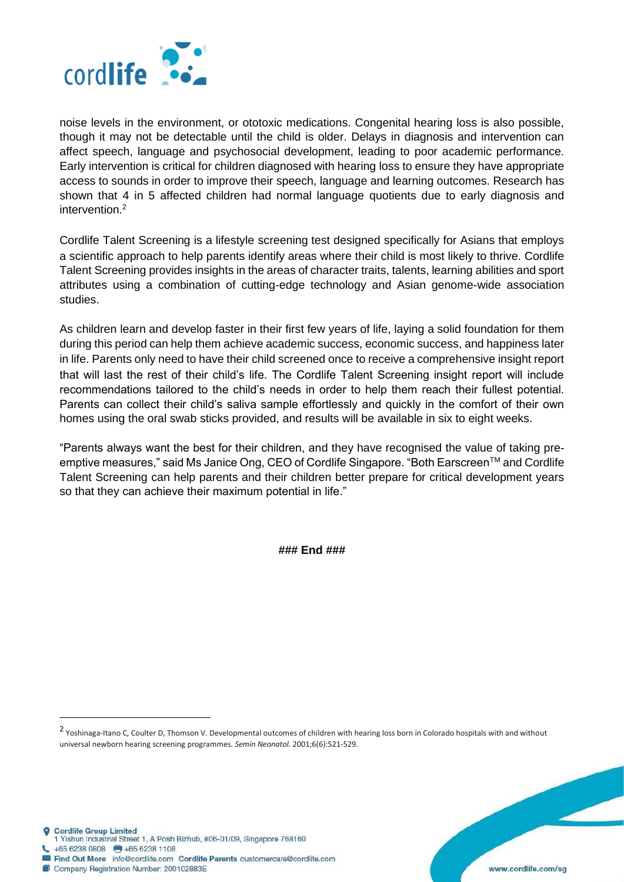noise levels in the environment, or ototoxic medications. Congenital hearing loss is also possible, though it may not be detectable until the child is older. Delays in diagnosis and intervention can affect speech, language and psychosocial development, leading to poor academic performance. Early intervention is critical for children diagnosed with hearing loss to ensure they have appropriate access to sounds in order to improve their speech, language and learning outcomes. Research has shown that 4 in 5 affected children had normal language quotients due to early diagnosis and intervention.[2]

Cordlife Talent Screening is a lifestyle screening test designed specifically for Asians that employs a scientific approach to help parents identify areas where their child is most likely to thrive. Cordlife Talent Screening provides insights in the areas of character traits, talents, learning abilities and sport attributes using a combination of cutting-edge technology and Asian genome-wide association studies.

As children learn and develop faster in their first few years of life, laying a solid foundation for them during this period can help them achieve academic success, economic success, and happiness later in life. Parents only need to have their child screened once to receive a comprehensive insight report that will last the rest of their child's life. The Cordlife Talent Screening insight report will include recommendations tailored to the child's needs in order to help them reach their fullest potential. Parents can collect their child's saliva sample effortlessly and quickly in the comfort of their own homes using the oral swab sticks provided, and results will be available in six to eight weeks.

"Parents always want the best for their children, and they have recognised the value of taking pre-emptive measures," said Ms Janice Ong, CEO of Cordlife Singapore. "Both Earscreen™ and Cordlife Talent Screening can help parents and their children better prepare for critical development years so that they can achieve their maximum potential in life."

**### End ###**

---

[2] Yoshinaga-Itano C, Coulter D, Thomson V. Developmental outcomes of children with hearing loss born in Colorado hospitals with and without universal newborn hearing screening programmes. *Semin Neonatol.* 2001;6(6):521-529.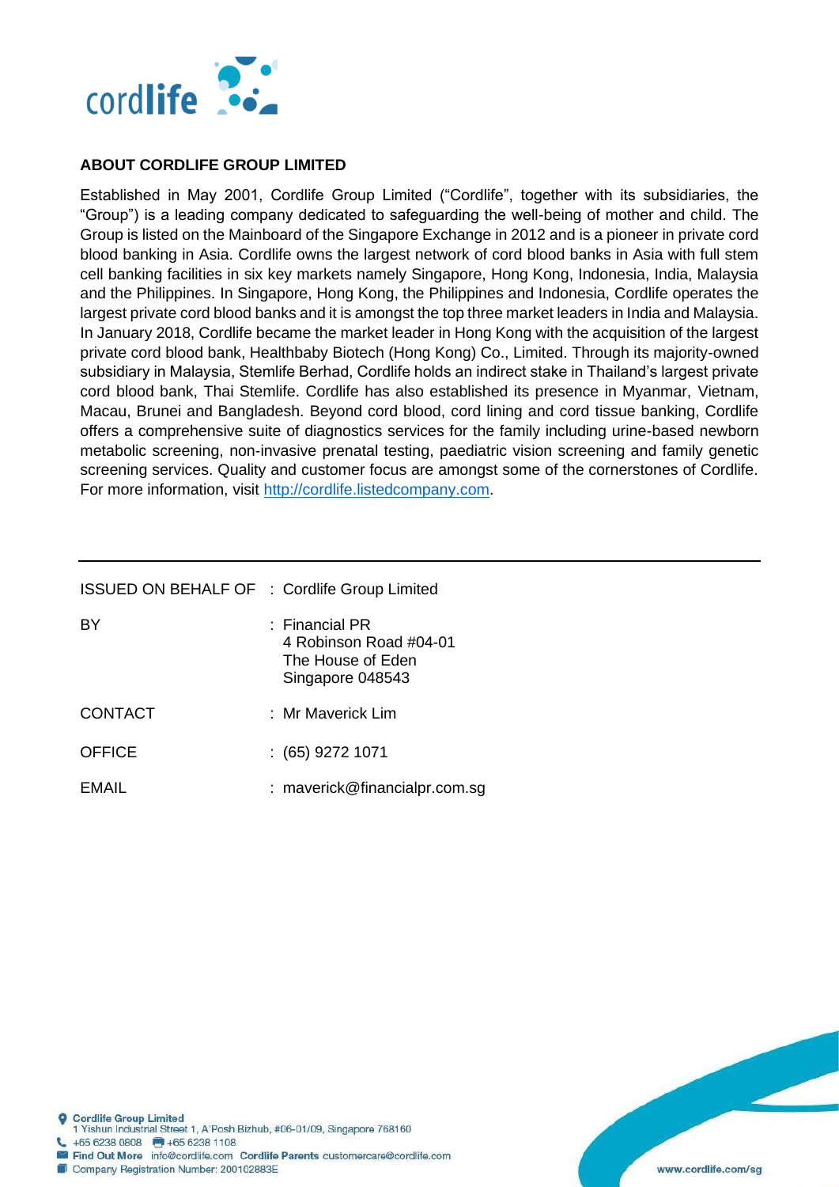## ABOUT CORDLIFE GROUP LIMITED

Established in May 2001, Cordlife Group Limited ("Cordlife", together with its subsidiaries, the "Group") is a leading company dedicated to safeguarding the well-being of mother and child. The Group is listed on the Mainboard of the Singapore Exchange in 2012 and is a pioneer in private cord blood banking in Asia. Cordlife owns the largest network of cord blood banks in Asia with full stem cell banking facilities in six key markets namely Singapore, Hong Kong, Indonesia, India, Malaysia and the Philippines. In Singapore, Hong Kong, the Philippines and Indonesia, Cordlife operates the largest private cord blood banks and it is amongst the top three market leaders in India and Malaysia. In January 2018, Cordlife became the market leader in Hong Kong with the acquisition of the largest private cord blood bank, Healthbaby Biotech (Hong Kong) Co., Limited. Through its majority-owned subsidiary in Malaysia, Stemlife Berhad, Cordlife holds an indirect stake in Thailand's largest private cord blood bank, Thai Stemlife. Cordlife has also established its presence in Myanmar, Vietnam, Macau, Brunei and Bangladesh. Beyond cord blood, cord lining and cord tissue banking, Cordlife offers a comprehensive suite of diagnostics services for the family including urine-based newborn metabolic screening, non-invasive prenatal testing, paediatric vision screening and family genetic screening services. Quality and customer focus are amongst some of the cornerstones of Cordlife. For more information, visit http://cordlife.listedcompany.com.

---

| | |
|---|---|
| ISSUED ON BEHALF OF | : Cordlife Group Limited |
| BY | : Financial PR<br>4 Robinson Road #04-01<br>The House of Eden<br>Singapore 048543 |
| CONTACT | : Mr Maverick Lim |
| OFFICE | : (65) 9272 1071 |
| EMAIL | : maverick@financialpr.com.sg |